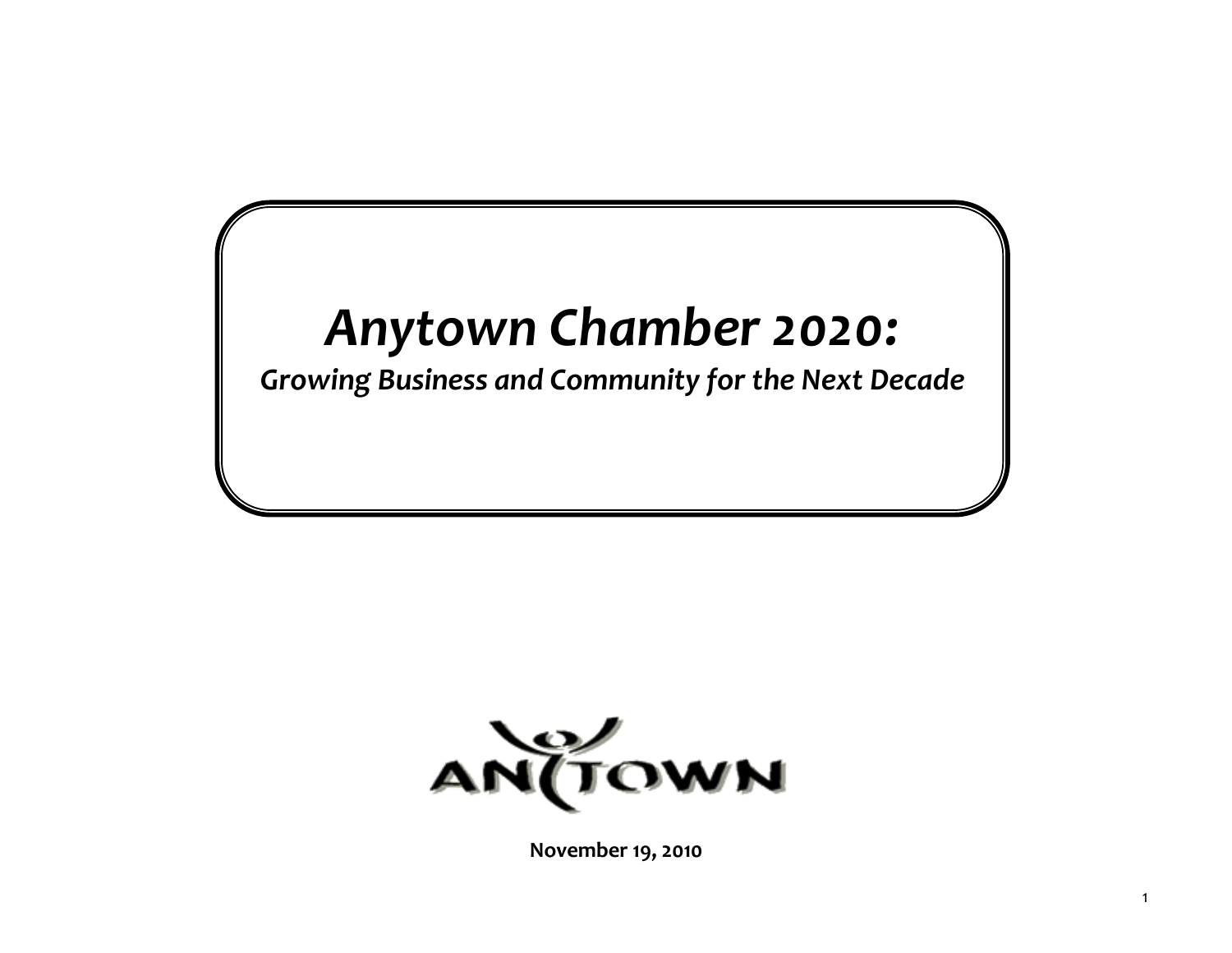# *Anytown Chamber 2020:*

## *Growing Business and Community for the Next Decade*

**November 19, 2010**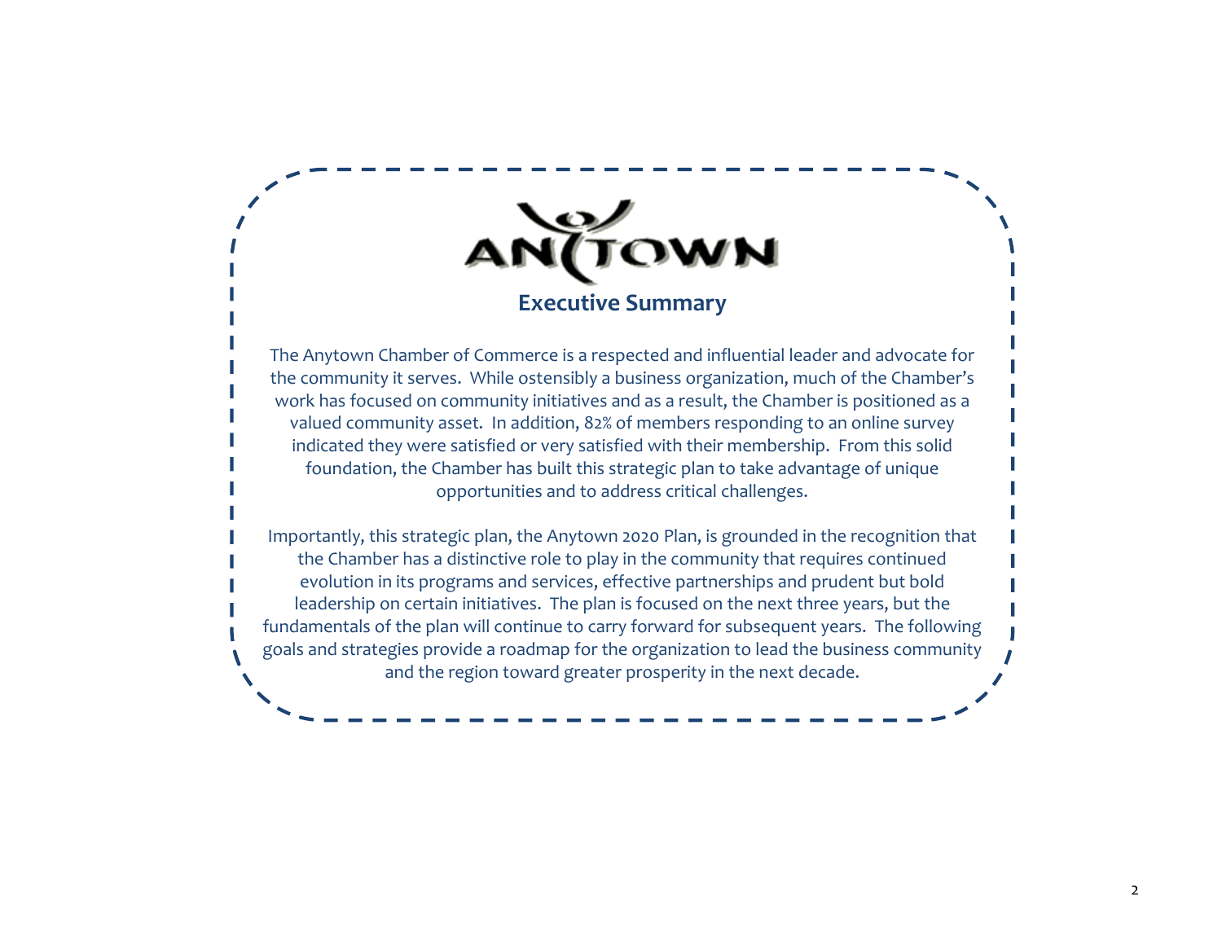ANYTOWN

## Executive Summary

The Anytown Chamber of Commerce is a respected and influential leader and advocate for the community it serves. While ostensibly a business organization, much of the Chamber's work has focused on community initiatives and as a result, the Chamber is positioned as a valued community asset. In addition, 82% of members responding to an online survey indicated they were satisfied or very satisfied with their membership. From this solid foundation, the Chamber has built this strategic plan to take advantage of unique opportunities and to address critical challenges.

Importantly, this strategic plan, the Anytown 2020 Plan, is grounded in the recognition that the Chamber has a distinctive role to play in the community that requires continued evolution in its programs and services, effective partnerships and prudent but bold leadership on certain initiatives. The plan is focused on the next three years, but the fundamentals of the plan will continue to carry forward for subsequent years. The following goals and strategies provide a roadmap for the organization to lead the business community and the region toward greater prosperity in the next decade.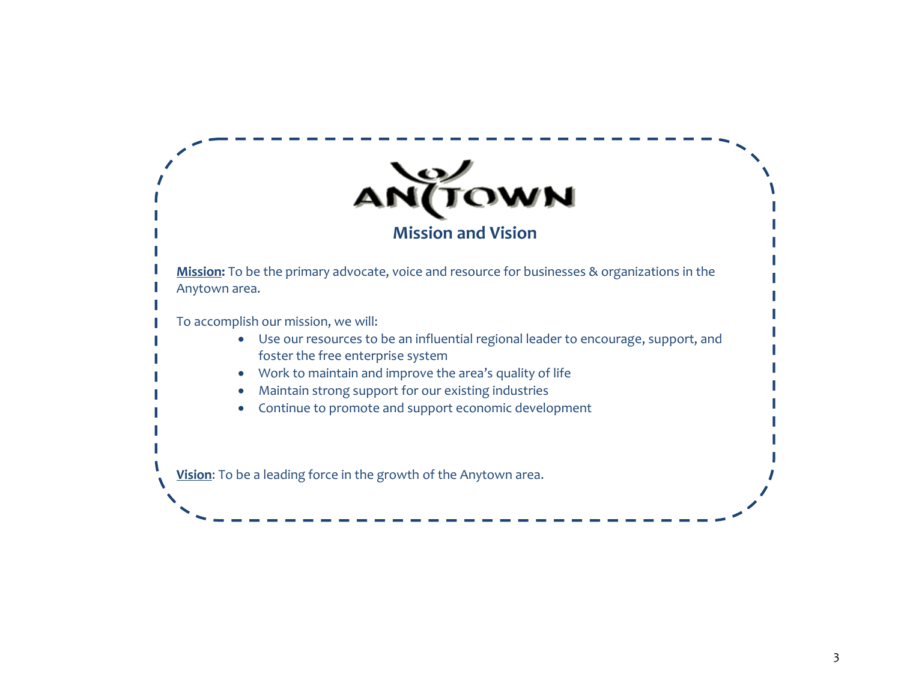ANYTOWN

## Mission and Vision

**Mission:** To be the primary advocate, voice and resource for businesses & organizations in the Anytown area.

To accomplish our mission, we will:

- Use our resources to be an influential regional leader to encourage, support, and foster the free enterprise system
- Work to maintain and improve the area's quality of life
- Maintain strong support for our existing industries
- Continue to promote and support economic development

**Vision**: To be a leading force in the growth of the Anytown area.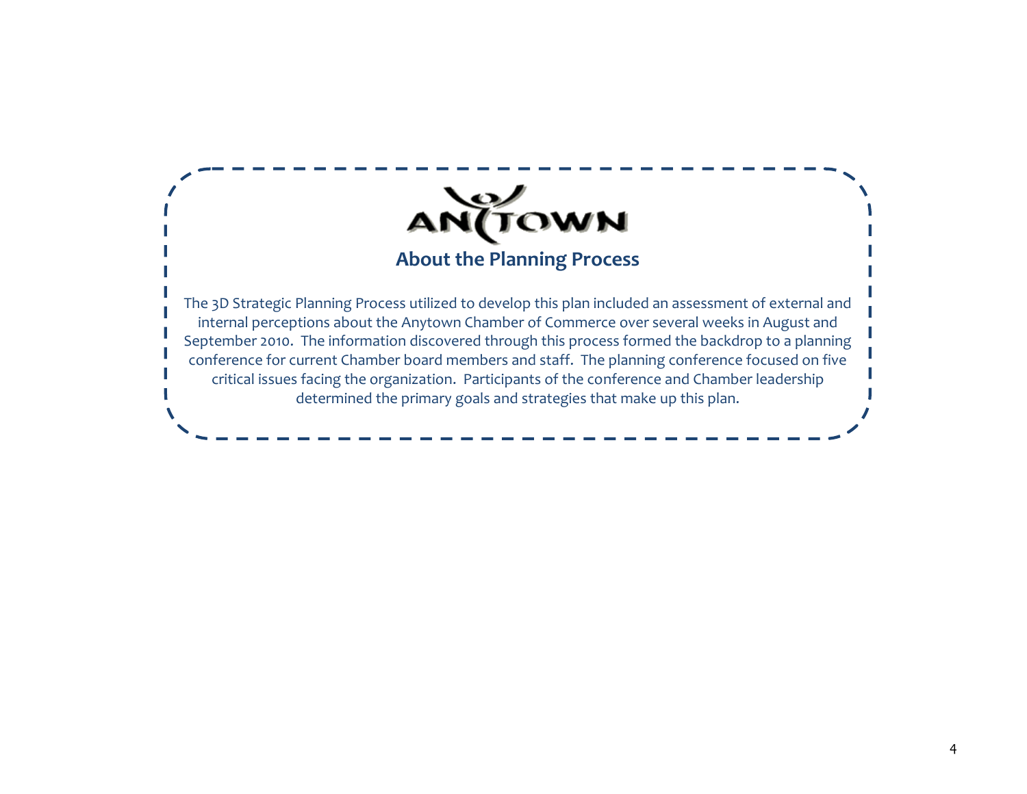## About the Planning Process

The 3D Strategic Planning Process utilized to develop this plan included an assessment of external and internal perceptions about the Anytown Chamber of Commerce over several weeks in August and September 2010. The information discovered through this process formed the backdrop to a planning conference for current Chamber board members and staff. The planning conference focused on five critical issues facing the organization. Participants of the conference and Chamber leadership determined the primary goals and strategies that make up this plan.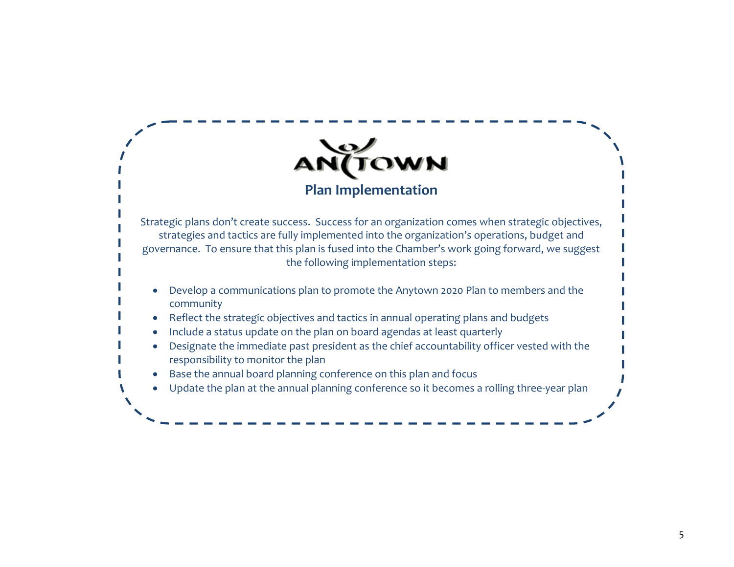ANYTOWN

## Plan Implementation

Strategic plans don't create success. Success for an organization comes when strategic objectives, strategies and tactics are fully implemented into the organization's operations, budget and governance. To ensure that this plan is fused into the Chamber's work going forward, we suggest the following implementation steps:

- Develop a communications plan to promote the Anytown 2020 Plan to members and the community
- Reflect the strategic objectives and tactics in annual operating plans and budgets
- Include a status update on the plan on board agendas at least quarterly
- Designate the immediate past president as the chief accountability officer vested with the responsibility to monitor the plan
- Base the annual board planning conference on this plan and focus
- Update the plan at the annual planning conference so it becomes a rolling three-year plan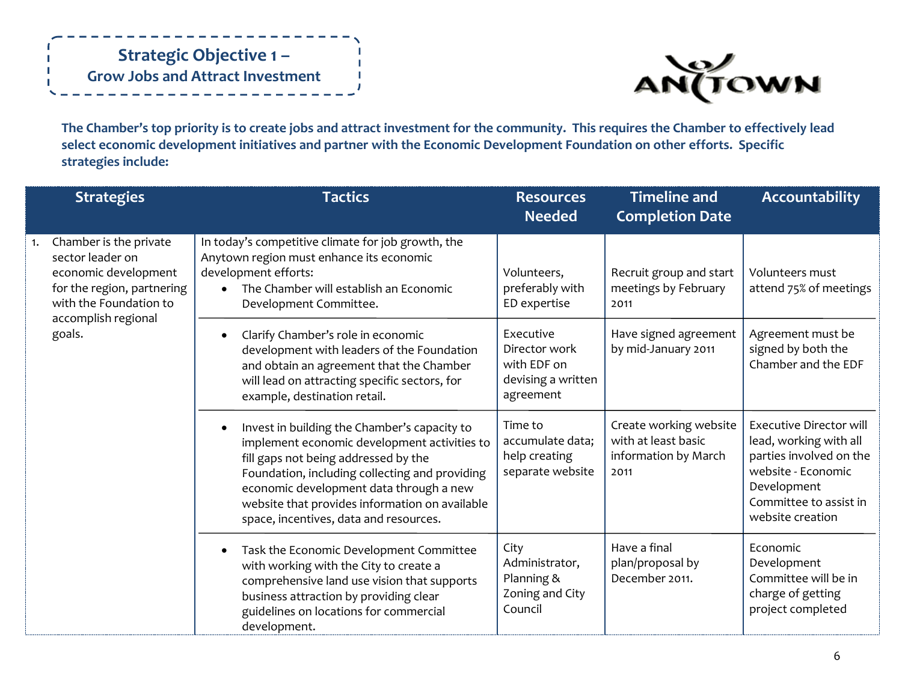## Strategic Objective 1 – Grow Jobs and Attract Investment

**The Chamber's top priority is to create jobs and attract investment for the community. This requires the Chamber to effectively lead select economic development initiatives and partner with the Economic Development Foundation on other efforts. Specific strategies include:**

| Strategies | Tactics | Resources Needed | Timeline and Completion Date | Accountability |
|---|---|---|---|---|
| 1. Chamber is the private sector leader on economic development for the region, partnering with the Foundation to accomplish regional goals. | In today's competitive climate for job growth, the Anytown region must enhance its economic development efforts:<br>• The Chamber will establish an Economic Development Committee. | Volunteers, preferably with ED expertise | Recruit group and start meetings by February 2011 | Volunteers must attend 75% of meetings |
| | • Clarify Chamber's role in economic development with leaders of the Foundation and obtain an agreement that the Chamber will lead on attracting specific sectors, for example, destination retail. | Executive Director work with EDF on devising a written agreement | Have signed agreement by mid-January 2011 | Agreement must be signed by both the Chamber and the EDF |
| | • Invest in building the Chamber's capacity to implement economic development activities to fill gaps not being addressed by the Foundation, including collecting and providing economic development data through a new website that provides information on available space, incentives, data and resources. | Time to accumulate data; help creating separate website | Create working website with at least basic information by March 2011 | Executive Director will lead, working with all parties involved on the website - Economic Development Committee to assist in website creation |
| | • Task the Economic Development Committee with working with the City to create a comprehensive land use vision that supports business attraction by providing clear guidelines on locations for commercial development. | City Administrator, Planning & Zoning and City Council | Have a final plan/proposal by December 2011. | Economic Development Committee will be in charge of getting project completed |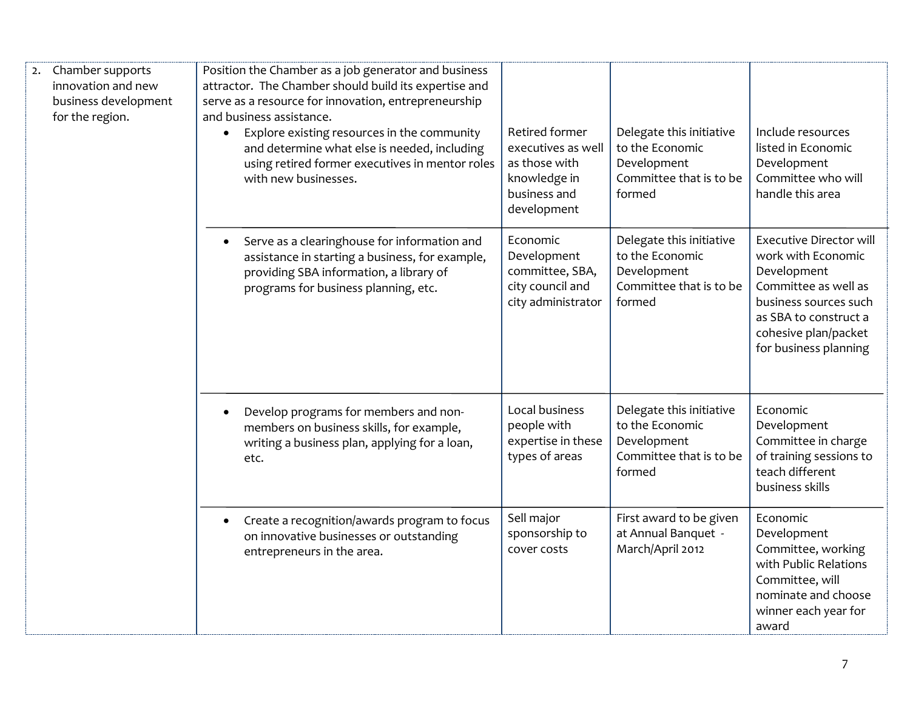| | | | | |
|---|---|---|---|---|
| 2. Chamber supports innovation and new business development for the region. | Position the Chamber as a job generator and business attractor. The Chamber should build its expertise and serve as a resource for innovation, entrepreneurship and business assistance.<br>• Explore existing resources in the community and determine what else is needed, including using retired former executives in mentor roles with new businesses. | Retired former executives as well as those with knowledge in business and development | Delegate this initiative to the Economic Development Committee that is to be formed | Include resources listed in Economic Development Committee who will handle this area |
| | • Serve as a clearinghouse for information and assistance in starting a business, for example, providing SBA information, a library of programs for business planning, etc. | Economic Development committee, SBA, city council and city administrator | Delegate this initiative to the Economic Development Committee that is to be formed | Executive Director will work with Economic Development Committee as well as business sources such as SBA to construct a cohesive plan/packet for business planning |
| | • Develop programs for members and non-members on business skills, for example, writing a business plan, applying for a loan, etc. | Local business people with expertise in these types of areas | Delegate this initiative to the Economic Development Committee that is to be formed | Economic Development Committee in charge of training sessions to teach different business skills |
| | • Create a recognition/awards program to focus on innovative businesses or outstanding entrepreneurs in the area. | Sell major sponsorship to cover costs | First award to be given at Annual Banquet - March/April 2012 | Economic Development Committee, working with Public Relations Committee, will nominate and choose winner each year for award |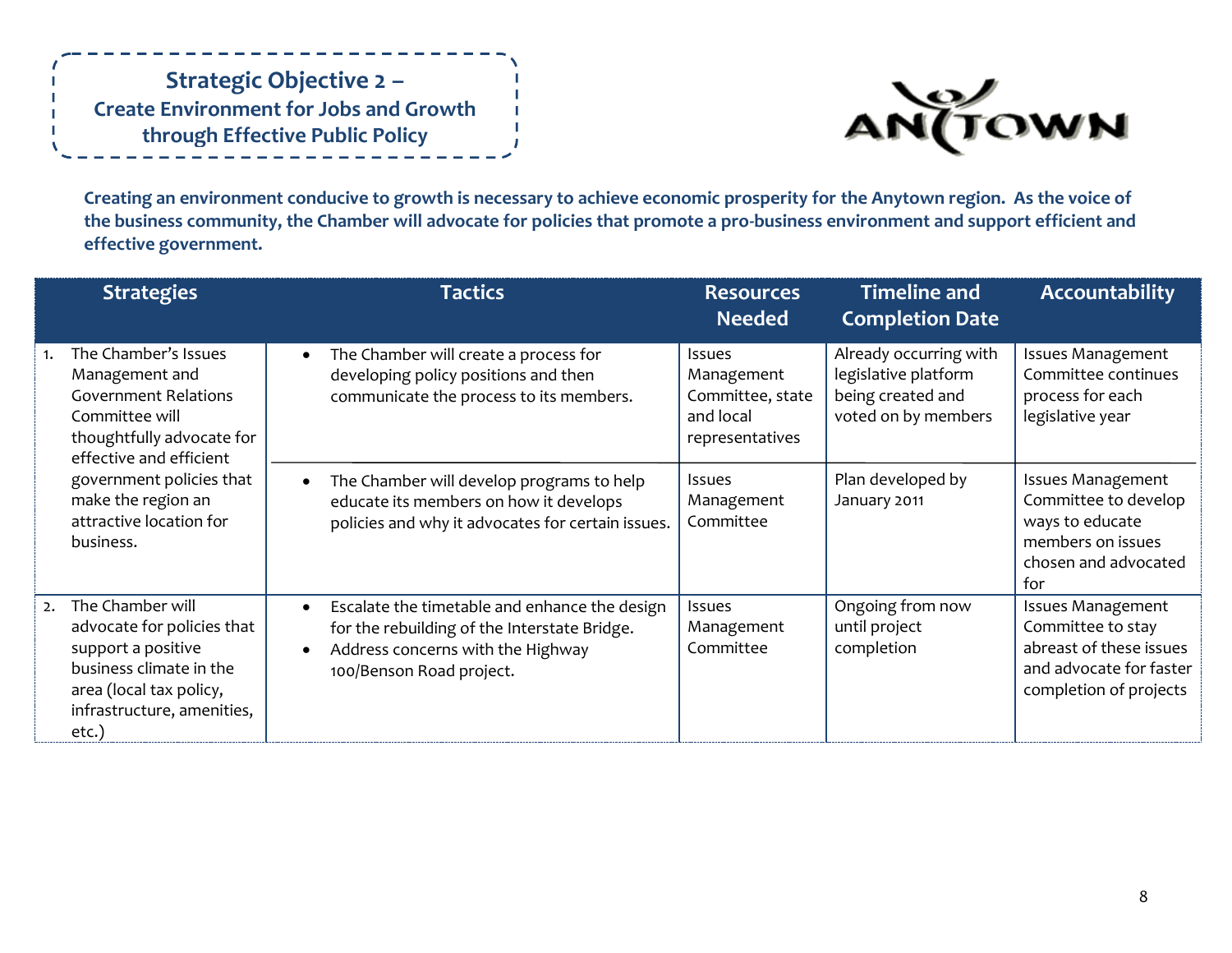## Strategic Objective 2 – Create Environment for Jobs and Growth through Effective Public Policy

ANYTOWN

**Creating an environment conducive to growth is necessary to achieve economic prosperity for the Anytown region. As the voice of the business community, the Chamber will advocate for policies that promote a pro-business environment and support efficient and effective government.**

| Strategies | Tactics | Resources Needed | Timeline and Completion Date | Accountability |
|---|---|---|---|---|
| 1. The Chamber's Issues Management and Government Relations Committee will thoughtfully advocate for effective and efficient government policies that make the region an attractive location for business. | • The Chamber will create a process for developing policy positions and then communicate the process to its members. | Issues Management Committee, state and local representatives | Already occurring with legislative platform being created and voted on by members | Issues Management Committee continues process for each legislative year |
| | • The Chamber will develop programs to help educate its members on how it develops policies and why it advocates for certain issues. | Issues Management Committee | Plan developed by January 2011 | Issues Management Committee to develop ways to educate members on issues chosen and advocated for |
| 2. The Chamber will advocate for policies that support a positive business climate in the area (local tax policy, infrastructure, amenities, etc.) | • Escalate the timetable and enhance the design for the rebuilding of the Interstate Bridge.<br>• Address concerns with the Highway 100/Benson Road project. | Issues Management Committee | Ongoing from now until project completion | Issues Management Committee to stay abreast of these issues and advocate for faster completion of projects |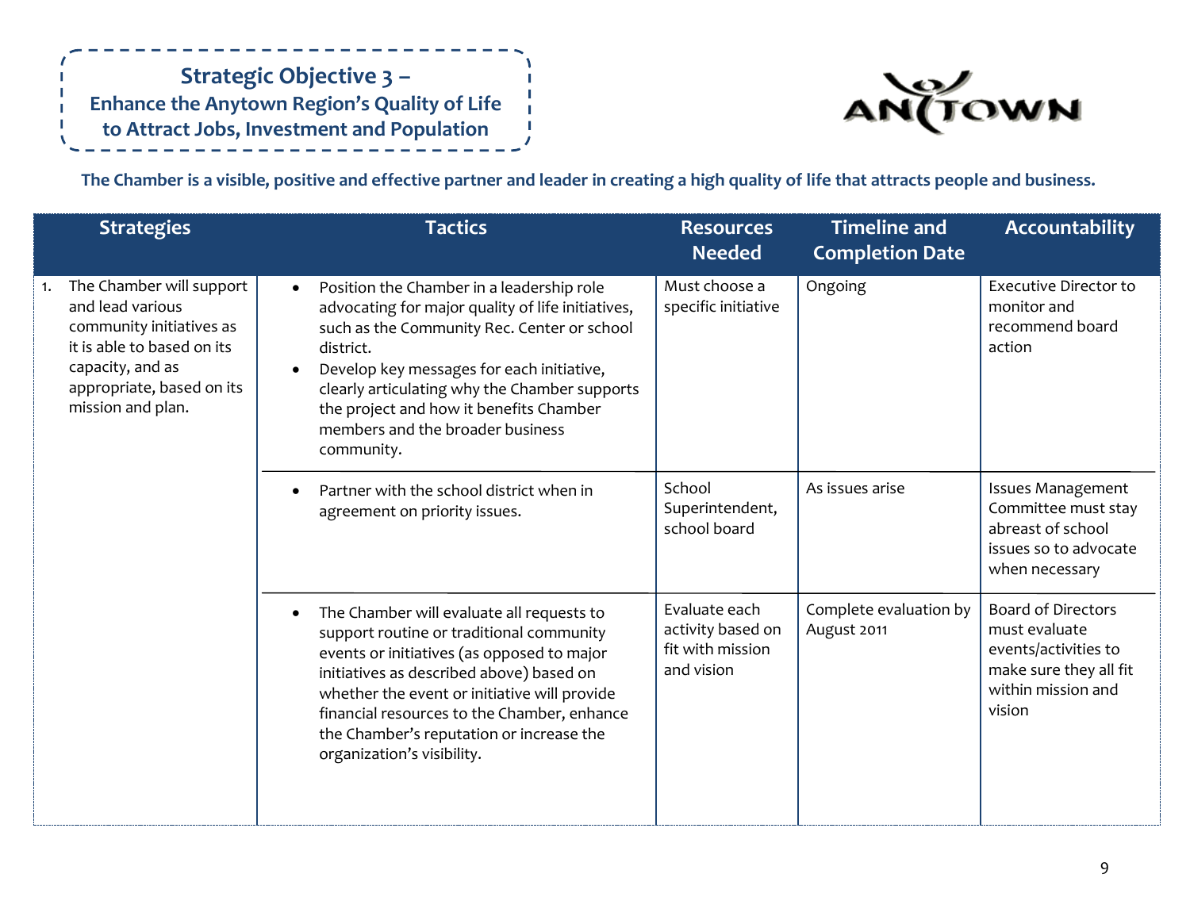## Strategic Objective 3 –
### Enhance the Anytown Region's Quality of Life to Attract Jobs, Investment and Population

**The Chamber is a visible, positive and effective partner and leader in creating a high quality of life that attracts people and business.**

| Strategies | Tactics | Resources Needed | Timeline and Completion Date | Accountability |
|---|---|---|---|---|
| 1. The Chamber will support and lead various community initiatives as it is able to based on its capacity, and as appropriate, based on its mission and plan. | • Position the Chamber in a leadership role advocating for major quality of life initiatives, such as the Community Rec. Center or school district.<br>• Develop key messages for each initiative, clearly articulating why the Chamber supports the project and how it benefits Chamber members and the broader business community. | Must choose a specific initiative | Ongoing | Executive Director to monitor and recommend board action |
| | • Partner with the school district when in agreement on priority issues. | School Superintendent, school board | As issues arise | Issues Management Committee must stay abreast of school issues so to advocate when necessary |
| | • The Chamber will evaluate all requests to support routine or traditional community events or initiatives (as opposed to major initiatives as described above) based on whether the event or initiative will provide financial resources to the Chamber, enhance the Chamber's reputation or increase the organization's visibility. | Evaluate each activity based on fit with mission and vision | Complete evaluation by August 2011 | Board of Directors must evaluate events/activities to make sure they all fit within mission and vision |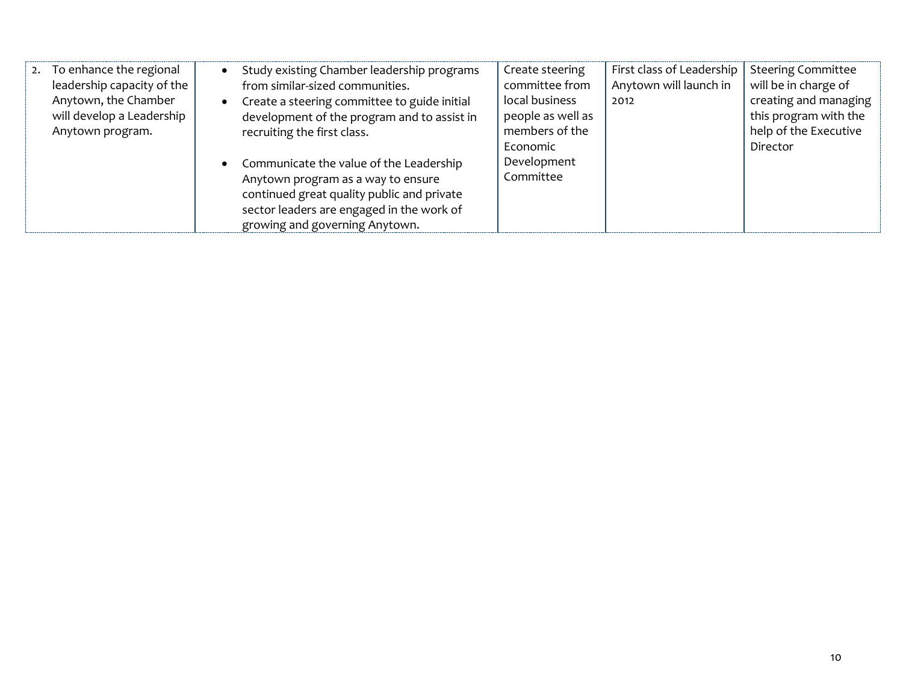| | | | | |
|---|---|---|---|---|
| 2. To enhance the regional leadership capacity of the Anytown, the Chamber will develop a Leadership Anytown program. | • Study existing Chamber leadership programs from similar-sized communities.<br>• Create a steering committee to guide initial development of the program and to assist in recruiting the first class.<br><br>• Communicate the value of the Leadership Anytown program as a way to ensure continued great quality public and private sector leaders are engaged in the work of growing and governing Anytown. | Create steering committee from local business people as well as members of the Economic Development Committee | First class of Leadership Anytown will launch in 2012 | Steering Committee will be in charge of creating and managing this program with the help of the Executive Director |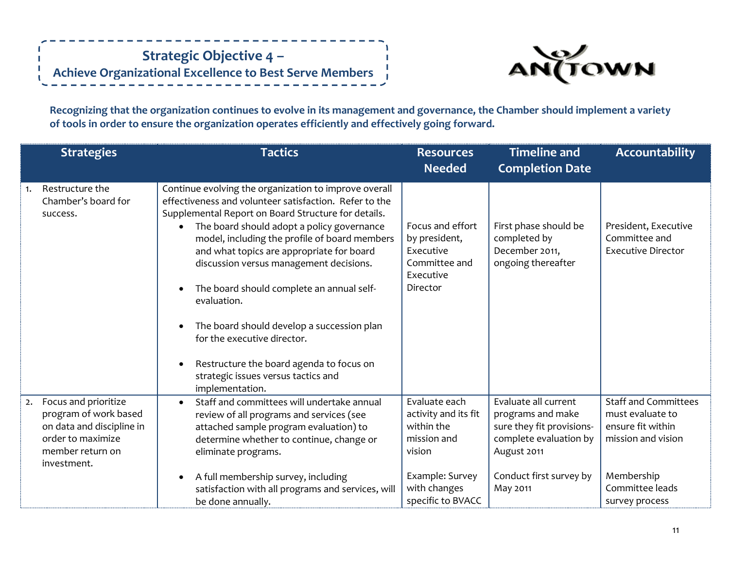# Strategic Objective 4 –
## Achieve Organizational Excellence to Best Serve Members

**Recognizing that the organization continues to evolve in its management and governance, the Chamber should implement a variety of tools in order to ensure the organization operates efficiently and effectively going forward.**

| Strategies | Tactics | Resources Needed | Timeline and Completion Date | Accountability |
|---|---|---|---|---|
| 1. Restructure the Chamber's board for success. | Continue evolving the organization to improve overall effectiveness and volunteer satisfaction. Refer to the Supplemental Report on Board Structure for details.<br>• The board should adopt a policy governance model, including the profile of board members and what topics are appropriate for board discussion versus management decisions.<br>• The board should complete an annual self-evaluation.<br>• The board should develop a succession plan for the executive director.<br>• Restructure the board agenda to focus on strategic issues versus tactics and implementation. | Focus and effort by president, Executive Committee and Executive Director | First phase should be completed by December 2011, ongoing thereafter | President, Executive Committee and Executive Director |
| 2. Focus and prioritize program of work based on data and discipline in order to maximize member return on investment. | • Staff and committees will undertake annual review of all programs and services (see attached sample program evaluation) to determine whether to continue, change or eliminate programs. | Evaluate each activity and its fit within the mission and vision | Evaluate all current programs and make sure they fit provisions-complete evaluation by August 2011 | Staff and Committees must evaluate to ensure fit within mission and vision |
| | • A full membership survey, including satisfaction with all programs and services, will be done annually. | Example: Survey with changes specific to BVACC | Conduct first survey by May 2011 | Membership Committee leads survey process |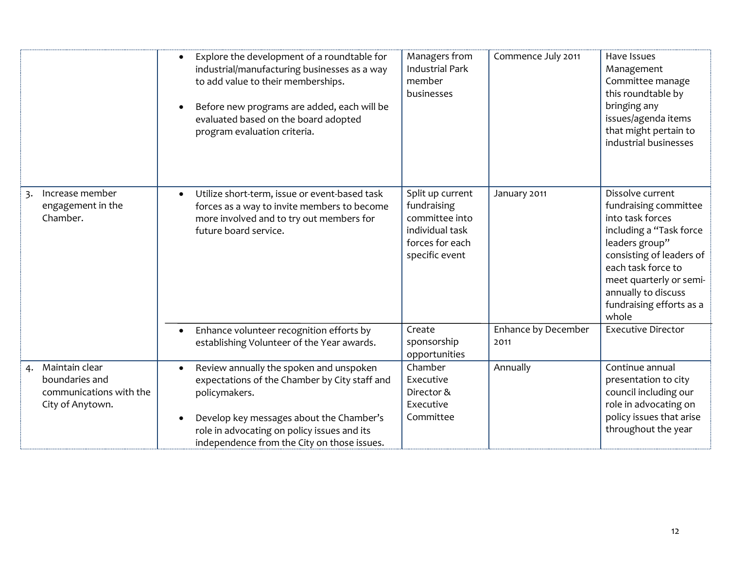| | | | | |
|---|---|---|---|---|
| | • Explore the development of a roundtable for industrial/manufacturing businesses as a way to add value to their memberships.<br><br>• Before new programs are added, each will be evaluated based on the board adopted program evaluation criteria. | Managers from Industrial Park member businesses | Commence July 2011 | Have Issues Management Committee manage this roundtable by bringing any issues/agenda items that might pertain to industrial businesses |
| 3. Increase member engagement in the Chamber. | • Utilize short-term, issue or event-based task forces as a way to invite members to become more involved and to try out members for future board service. | Split up current fundraising committee into individual task forces for each specific event | January 2011 | Dissolve current fundraising committee into task forces including a "Task force leaders group" consisting of leaders of each task force to meet quarterly or semi-annually to discuss fundraising efforts as a whole |
| | • Enhance volunteer recognition efforts by establishing Volunteer of the Year awards. | Create sponsorship opportunities | Enhance by December 2011 | Executive Director |
| 4. Maintain clear boundaries and communications with the City of Anytown. | • Review annually the spoken and unspoken expectations of the Chamber by City staff and policymakers.<br><br>• Develop key messages about the Chamber's role in advocating on policy issues and its independence from the City on those issues. | Chamber Executive Director & Executive Committee | Annually | Continue annual presentation to city council including our role in advocating on policy issues that arise throughout the year |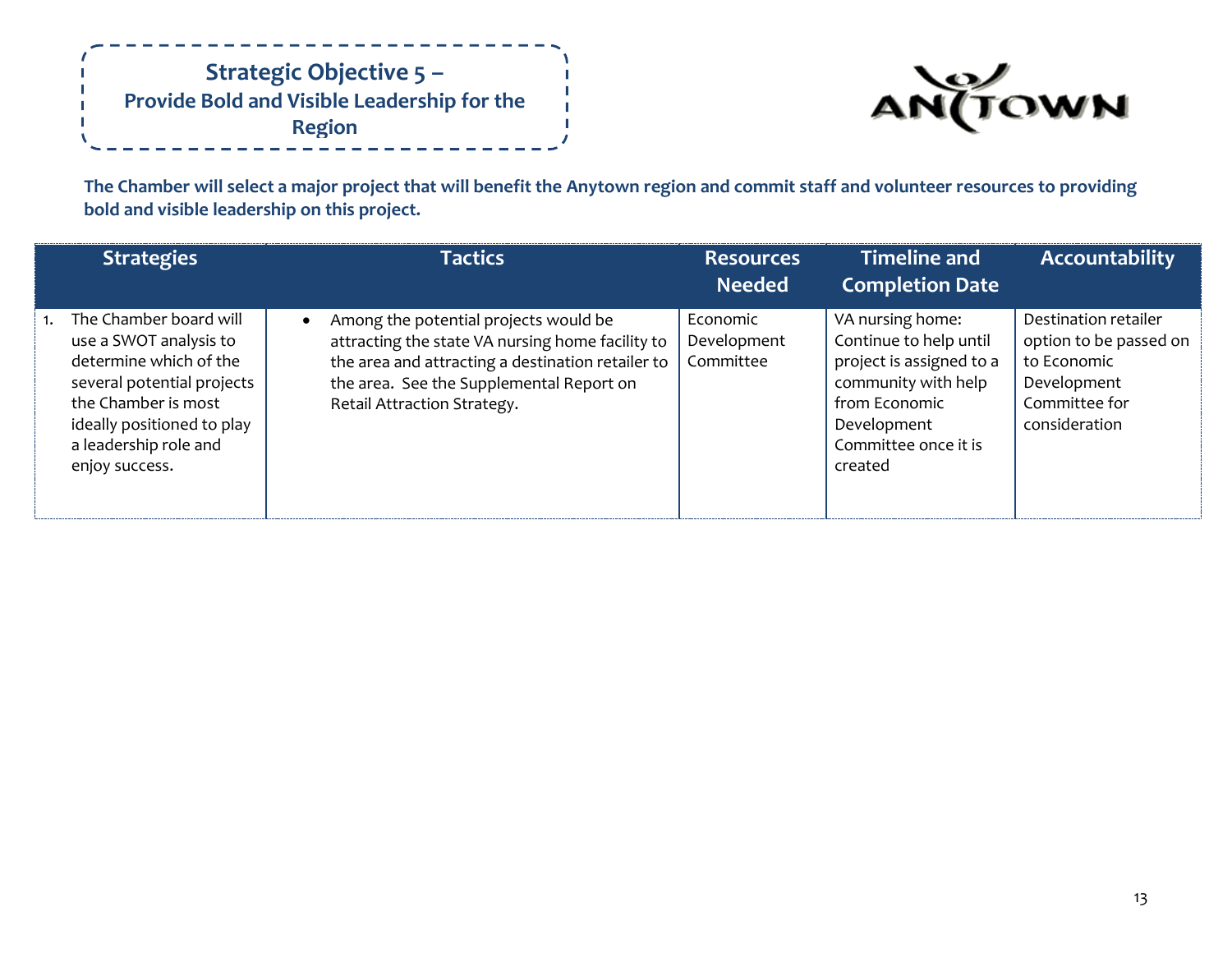## Strategic Objective 5 – Provide Bold and Visible Leadership for the Region

**The Chamber will select a major project that will benefit the Anytown region and commit staff and volunteer resources to providing bold and visible leadership on this project.**

| Strategies | Tactics | Resources Needed | Timeline and Completion Date | Accountability |
|---|---|---|---|---|
| 1. The Chamber board will use a SWOT analysis to determine which of the several potential projects the Chamber is most ideally positioned to play a leadership role and enjoy success. | • Among the potential projects would be attracting the state VA nursing home facility to the area and attracting a destination retailer to the area. See the Supplemental Report on Retail Attraction Strategy. | Economic Development Committee | VA nursing home: Continue to help until project is assigned to a community with help from Economic Development Committee once it is created | Destination retailer option to be passed on to Economic Development Committee for consideration |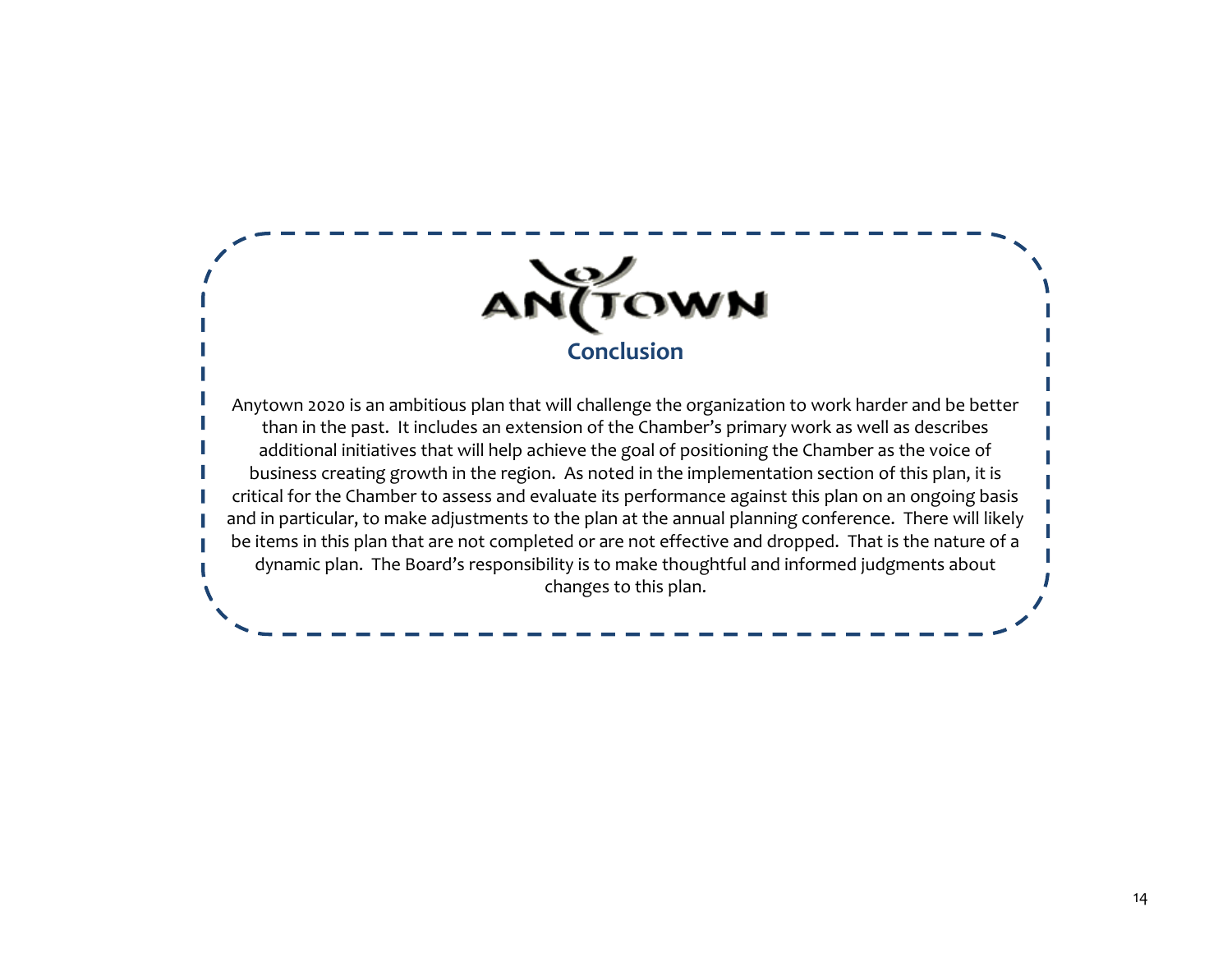## Conclusion

Anytown 2020 is an ambitious plan that will challenge the organization to work harder and be better than in the past. It includes an extension of the Chamber's primary work as well as describes additional initiatives that will help achieve the goal of positioning the Chamber as the voice of business creating growth in the region. As noted in the implementation section of this plan, it is critical for the Chamber to assess and evaluate its performance against this plan on an ongoing basis and in particular, to make adjustments to the plan at the annual planning conference. There will likely be items in this plan that are not completed or are not effective and dropped. That is the nature of a dynamic plan. The Board's responsibility is to make thoughtful and informed judgments about changes to this plan.